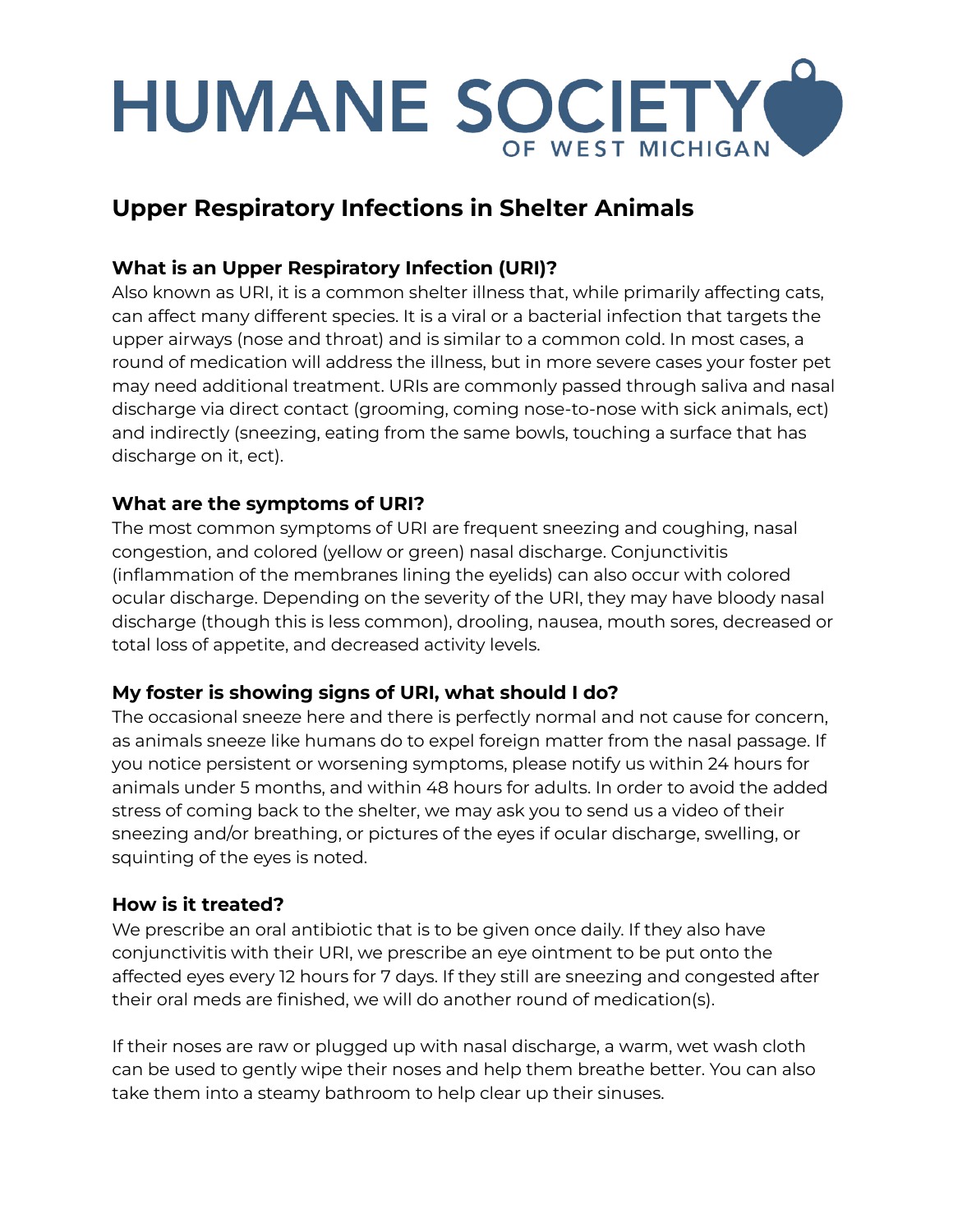# HUMANE SOCIETY OF WEST MICHIGAN

## Upper Respiratory Infections in Shelter Animals

### What is an Upper Respiratory Infection (URI)?

Also known as URI, it is a common shelter illness that, while primarily affecting cats, can affect many different species. It is a viral or a bacterial infection that targets the upper airways (nose and throat) and is similar to a common cold. In most cases, a round of medication will address the illness, but in more severe cases your foster pet may need additional treatment. URIs are commonly passed through saliva and nasal discharge via direct contact (grooming, coming nose-to-nose with sick animals, ect) and indirectly (sneezing, eating from the same bowls, touching a surface that has discharge on it, ect).

### What are the symptoms of URI?

The most common symptoms of URI are frequent sneezing and coughing, nasal congestion, and colored (yellow or green) nasal discharge. Conjunctivitis (inflammation of the membranes lining the eyelids) can also occur with colored ocular discharge. Depending on the severity of the URI, they may have bloody nasal discharge (though this is less common), drooling, nausea, mouth sores, decreased or total loss of appetite, and decreased activity levels.

### My foster is showing signs of URI, what should I do?

The occasional sneeze here and there is perfectly normal and not cause for concern, as animals sneeze like humans do to expel foreign matter from the nasal passage. If you notice persistent or worsening symptoms, please notify us within 24 hours for animals under 5 months, and within 48 hours for adults. In order to avoid the added stress of coming back to the shelter, we may ask you to send us a video of their sneezing and/or breathing, or pictures of the eyes if ocular discharge, swelling, or squinting of the eyes is noted.

### How is it treated?

We prescribe an oral antibiotic that is to be given once daily. If they also have conjunctivitis with their URI, we prescribe an eye ointment to be put onto the affected eyes every 12 hours for 7 days. If they still are sneezing and congested after their oral meds are finished, we will do another round of medication(s).

If their noses are raw or plugged up with nasal discharge, a warm, wet wash cloth can be used to gently wipe their noses and help them breathe better. You can also take them into a steamy bathroom to help clear up their sinuses.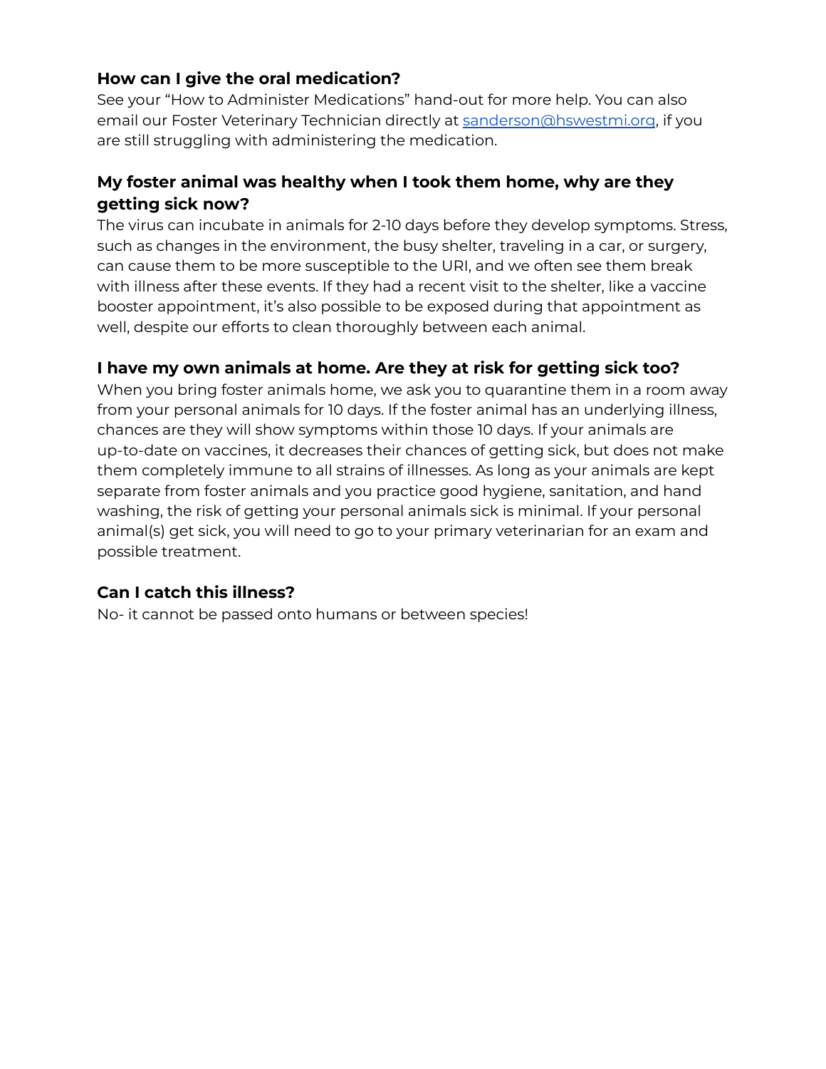### How can I give the oral medication?

See your “How to Administer Medications” hand-out for more help. You can also email our Foster Veterinary Technician directly at [sanderson@hswestmi.org](mailto:sanderson@hswestmi.org), if you are still struggling with administering the medication.

### My foster animal was healthy when I took them home, why are they getting sick now?

The virus can incubate in animals for 2-10 days before they develop symptoms. Stress, such as changes in the environment, the busy shelter, traveling in a car, or surgery, can cause them to be more susceptible to the URI, and we often see them break with illness after these events. If they had a recent visit to the shelter, like a vaccine booster appointment, it’s also possible to be exposed during that appointment as well, despite our efforts to clean thoroughly between each animal.

### I have my own animals at home. Are they at risk for getting sick too?

When you bring foster animals home, we ask you to quarantine them in a room away from your personal animals for 10 days. If the foster animal has an underlying illness, chances are they will show symptoms within those 10 days. If your animals are up-to-date on vaccines, it decreases their chances of getting sick, but does not make them completely immune to all strains of illnesses. As long as your animals are kept separate from foster animals and you practice good hygiene, sanitation, and hand washing, the risk of getting your personal animals sick is minimal. If your personal animal(s) get sick, you will need to go to your primary veterinarian for an exam and possible treatment.

### Can I catch this illness?

No- it cannot be passed onto humans or between species!